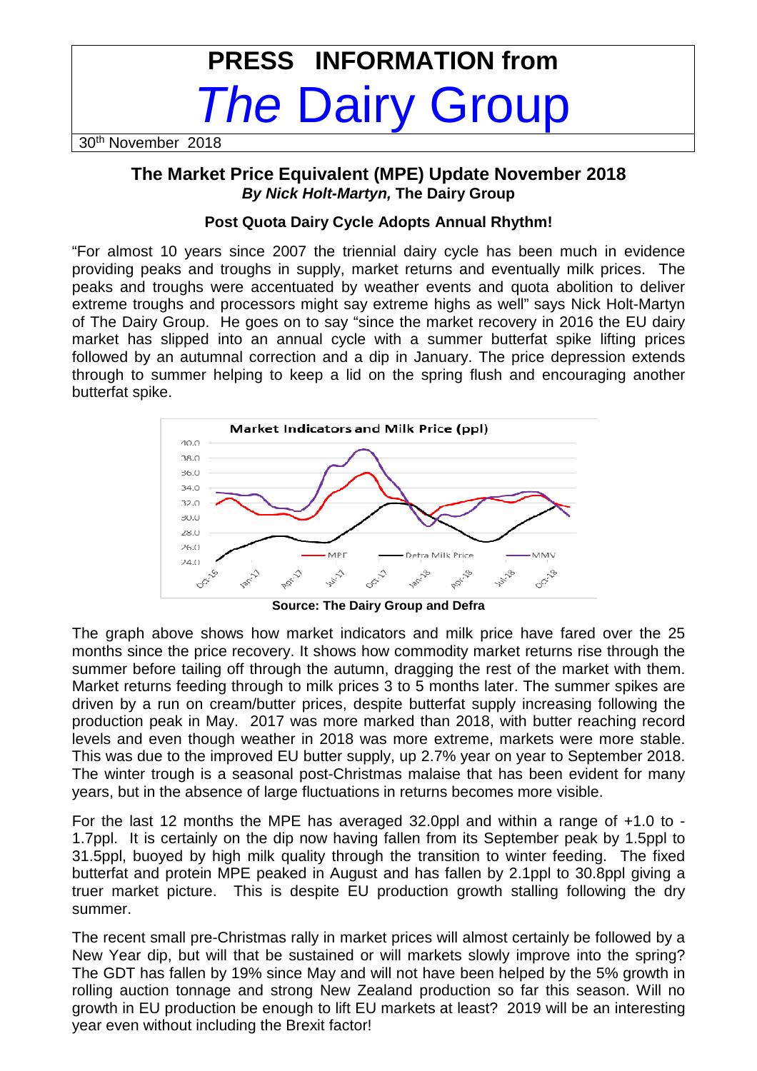# PRESS INFORMATION from *The* Dairy Group

30th November 2018

## The Market Price Equivalent (MPE) Update November 2018

***By Nick Holt-Martyn,*** **The Dairy Group**

### Post Quota Dairy Cycle Adopts Annual Rhythm!

"For almost 10 years since 2007 the triennial dairy cycle has been much in evidence providing peaks and troughs in supply, market returns and eventually milk prices. The peaks and troughs were accentuated by weather events and quota abolition to deliver extreme troughs and processors might say extreme highs as well" says Nick Holt-Martyn of The Dairy Group. He goes on to say "since the market recovery in 2016 the EU dairy market has slipped into an annual cycle with a summer butterfat spike lifting prices followed by an autumnal correction and a dip in January. The price depression extends through to summer helping to keep a lid on the spring flush and encouraging another butterfat spike.

**Source: The Dairy Group and Defra**

The graph above shows how market indicators and milk price have fared over the 25 months since the price recovery. It shows how commodity market returns rise through the summer before tailing off through the autumn, dragging the rest of the market with them. Market returns feeding through to milk prices 3 to 5 months later. The summer spikes are driven by a run on cream/butter prices, despite butterfat supply increasing following the production peak in May. 2017 was more marked than 2018, with butter reaching record levels and even though weather in 2018 was more extreme, markets were more stable. This was due to the improved EU butter supply, up 2.7% year on year to September 2018. The winter trough is a seasonal post-Christmas malaise that has been evident for many years, but in the absence of large fluctuations in returns becomes more visible.

For the last 12 months the MPE has averaged 32.0ppl and within a range of +1.0 to -1.7ppl. It is certainly on the dip now having fallen from its September peak by 1.5ppl to 31.5ppl, buoyed by high milk quality through the transition to winter feeding. The fixed butterfat and protein MPE peaked in August and has fallen by 2.1ppl to 30.8ppl giving a truer market picture. This is despite EU production growth stalling following the dry summer.

The recent small pre-Christmas rally in market prices will almost certainly be followed by a New Year dip, but will that be sustained or will markets slowly improve into the spring? The GDT has fallen by 19% since May and will not have been helped by the 5% growth in rolling auction tonnage and strong New Zealand production so far this season. Will no growth in EU production be enough to lift EU markets at least? 2019 will be an interesting year even without including the Brexit factor!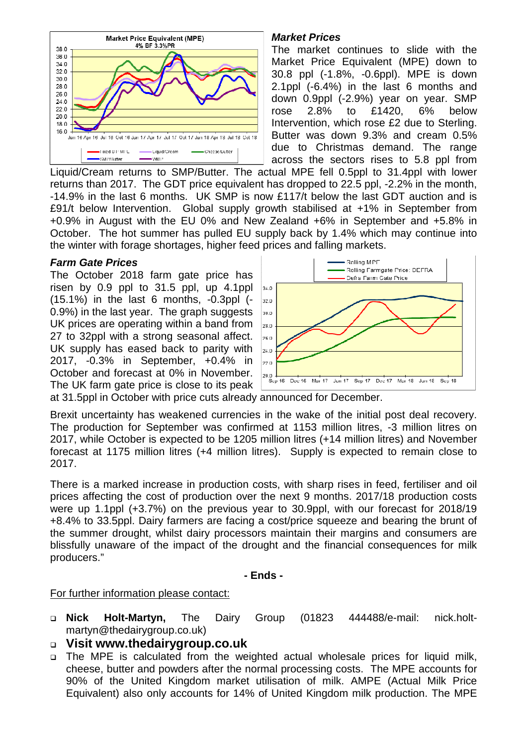### *Market Prices*

The market continues to slide with the Market Price Equivalent (MPE) down to 30.8 ppl (-1.8%, -0.6ppl). MPE is down 2.1ppl (-6.4%) in the last 6 months and down 0.9ppl (-2.9%) year on year. SMP rose 2.8% to £1420, 6% below Intervention, which rose £2 due to Sterling. Butter was down 9.3% and cream 0.5% due to Christmas demand. The range across the sectors rises to 5.8 ppl from Liquid/Cream returns to SMP/Butter. The actual MPE fell 0.5ppl to 31.4ppl with lower returns than 2017. The GDT price equivalent has dropped to 22.5 ppl, -2.2% in the month, -14.9% in the last 6 months. UK SMP is now £117/t below the last GDT auction and is £91/t below Intervention. Global supply growth stabilised at +1% in September from +0.9% in August with the EU 0% and New Zealand +6% in September and +5.8% in October. The hot summer has pulled EU supply back by 1.4% which may continue into the winter with forage shortages, higher feed prices and falling markets.

### *Farm Gate Prices*

The October 2018 farm gate price has risen by 0.9 ppl to 31.5 ppl, up 4.1ppl (15.1%) in the last 6 months, -0.3ppl (-0.9%) in the last year. The graph suggests UK prices are operating within a band from 27 to 32ppl with a strong seasonal affect. UK supply has eased back to parity with 2017, -0.3% in September, +0.4% in October and forecast at 0% in November. The UK farm gate price is close to its peak at 31.5ppl in October with price cuts already announced for December.

Brexit uncertainty has weakened currencies in the wake of the initial post deal recovery. The production for September was confirmed at 1153 million litres, -3 million litres on 2017, while October is expected to be 1205 million litres (+14 million litres) and November forecast at 1175 million litres (+4 million litres). Supply is expected to remain close to 2017.

There is a marked increase in production costs, with sharp rises in feed, fertiliser and oil prices affecting the cost of production over the next 9 months. 2017/18 production costs were up 1.1ppl (+3.7%) on the previous year to 30.9ppl, with our forecast for 2018/19 +8.4% to 33.5ppl. Dairy farmers are facing a cost/price squeeze and bearing the brunt of the summer drought, whilst dairy processors maintain their margins and consumers are blissfully unaware of the impact of the drought and the financial consequences for milk producers."

**- Ends -**

For further information please contact:

- **Nick Holt-Martyn,** The Dairy Group (01823 444488/e-mail: nick.holt-martyn@thedairygroup.co.uk)
- **Visit www.thedairygroup.co.uk**
- The MPE is calculated from the weighted actual wholesale prices for liquid milk, cheese, butter and powders after the normal processing costs. The MPE accounts for 90% of the United Kingdom market utilisation of milk. AMPE (Actual Milk Price Equivalent) also only accounts for 14% of United Kingdom milk production. The MPE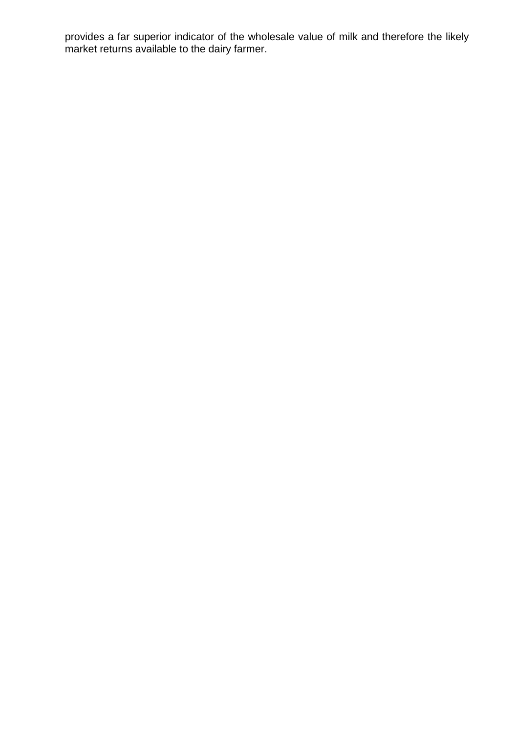provides a far superior indicator of the wholesale value of milk and therefore the likely market returns available to the dairy farmer.